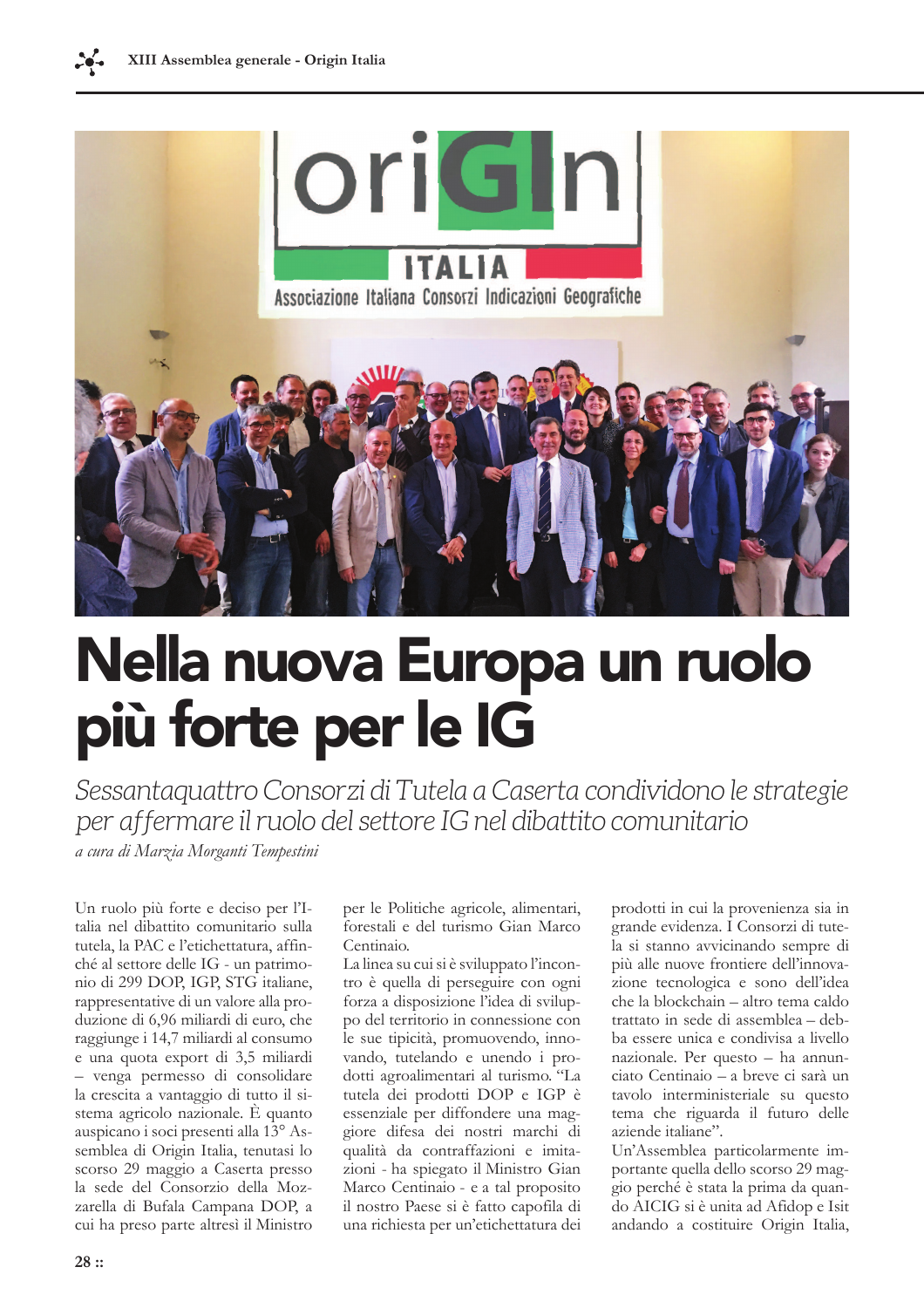# Nella nuova Europa un ruolo più forte per le IG

*Sessantaquattro Consorzi di Tutela a Caserta condividono le strategie per affermare il ruolo del settore IG nel dibattito comunitario*

*a cura di Marzia Morganti Tempestini*

Un ruolo più forte e deciso per l'Italia nel dibattito comunitario sulla tutela, la PAC e l'etichettatura, affinché al settore delle IG - un patrimonio di 299 DOP, IGP, STG italiane, rappresentative di un valore alla produzione di 6,96 miliardi di euro, che raggiunge i 14,7 miliardi al consumo e una quota export di 3,5 miliardi – venga permesso di consolidare la crescita a vantaggio di tutto il sistema agricolo nazionale. È quanto auspicano i soci presenti alla 13° Assemblea di Origin Italia, tenutasi lo scorso 29 maggio a Caserta presso la sede del Consorzio della Mozzarella di Bufala Campana DOP, a cui ha preso parte altresì il Ministro per le Politiche agricole, alimentari, forestali e del turismo Gian Marco Centinaio.

La linea su cui si è sviluppato l'incontro è quella di perseguire con ogni forza a disposizione l'idea di sviluppo del territorio in connessione con le sue tipicità, promuovendo, innovando, tutelando e unendo i prodotti agroalimentari al turismo. "La tutela dei prodotti DOP e IGP è essenziale per diffondere una maggiore difesa dei nostri marchi di qualità da contraffazioni e imitazioni - ha spiegato il Ministro Gian Marco Centinaio - e a tal proposito il nostro Paese si è fatto capofila di una richiesta per un'etichettatura dei prodotti in cui la provenienza sia in grande evidenza. I Consorzi di tutela si stanno avvicinando sempre di più alle nuove frontiere dell'innovazione tecnologica e sono dell'idea che la blockchain – altro tema caldo trattato in sede di assemblea – debba essere unica e condivisa a livello nazionale. Per questo – ha annunciato Centinaio – a breve ci sarà un tavolo interministeriale su questo tema che riguarda il futuro delle aziende italiane".

Un'Assemblea particolarmente importante quella dello scorso 29 maggio perché è stata la prima da quando AICIG si è unita ad Afidop e Isit andando a costituire Origin Italia,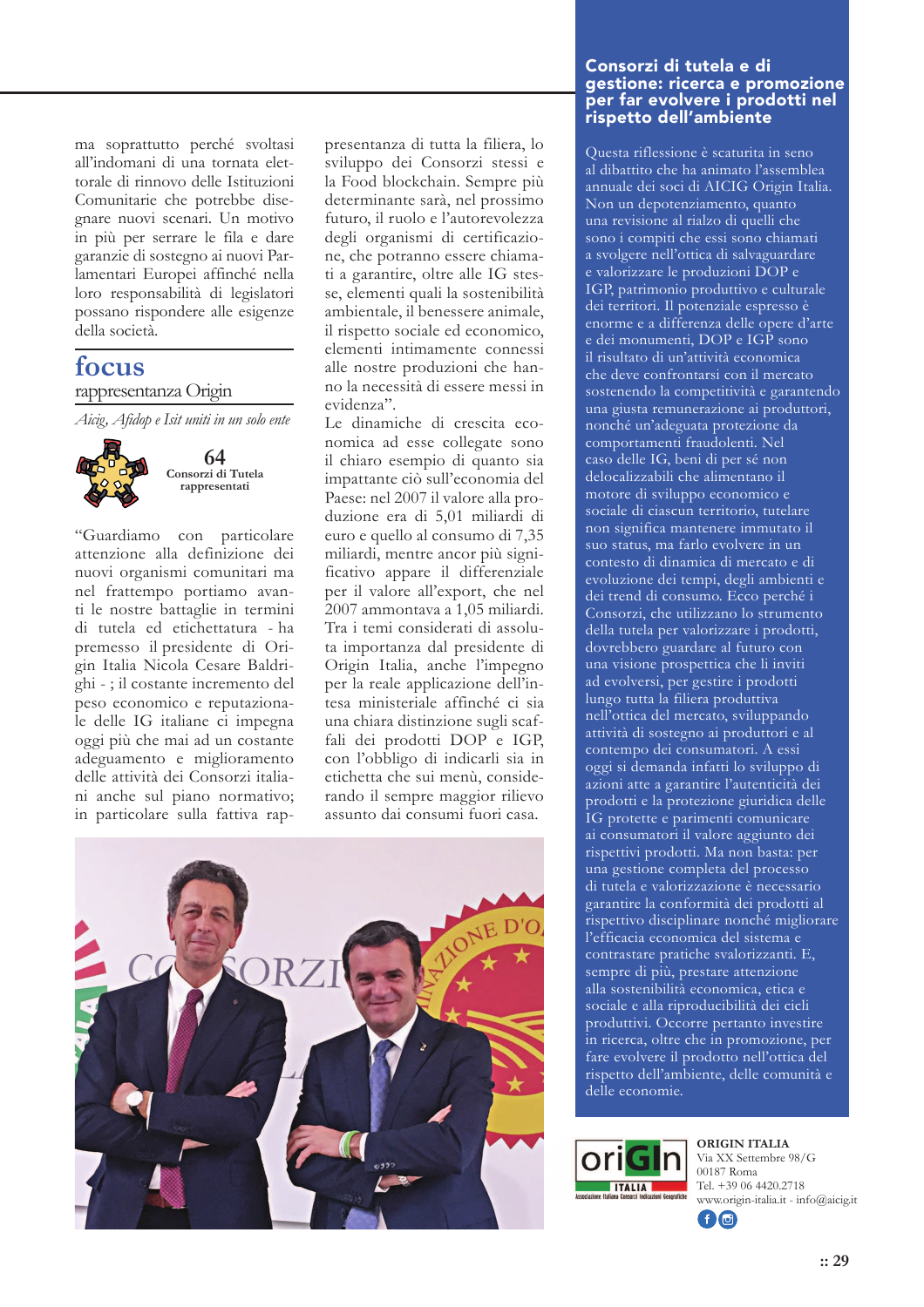ma soprattutto perché svoltasi all'indomani di una tornata elettorale di rinnovo delle Istituzioni Comunitarie che potrebbe disegnare nuovi scenari. Un motivo in più per serrare le fila e dare garanzie di sostegno ai nuovi Parlamentari Europei affinché nella loro responsabilità di legislatori possano rispondere alle esigenze della società.

## focus

rappresentanza Origin

*Aicig, Afidop e Isit uniti in un solo ente*

**64**
**Consorzi di Tutela rappresentati**

"Guardiamo con particolare attenzione alla definizione dei nuovi organismi comunitari ma nel frattempo portiamo avanti le nostre battaglie in termini di tutela ed etichettatura - ha premesso il presidente di Origin Italia Nicola Cesare Baldrighi - ; il costante incremento del peso economico e reputazionale delle IG italiane ci impegna oggi più che mai ad un costante adeguamento e miglioramento delle attività dei Consorzi italiani anche sul piano normativo; in particolare sulla fattiva rappresentanza di tutta la filiera, lo sviluppo dei Consorzi stessi e la Food blockchain. Sempre più determinante sarà, nel prossimo futuro, il ruolo e l'autorevolezza degli organismi di certificazione, che potranno essere chiamati a garantire, oltre alle IG stesse, elementi quali la sostenibilità ambientale, il benessere animale, il rispetto sociale ed economico, elementi intimamente connessi alle nostre produzioni che hanno la necessità di essere messi in evidenza".

Le dinamiche di crescita economica ad esse collegate sono il chiaro esempio di quanto sia impattante ciò sull'economia del Paese: nel 2007 il valore alla produzione era di 5,01 miliardi di euro e quello al consumo di 7,35 miliardi, mentre ancor più significativo appare il differenziale per il valore all'export, che nel 2007 ammontava a 1,05 miliardi. Tra i temi considerati di assoluta importanza dal presidente di Origin Italia, anche l'impegno per la reale applicazione dell'intesa ministeriale affinché ci sia una chiara distinzione sugli scaffali dei prodotti DOP e IGP, con l'obbligo di indicarli sia in etichetta che sui menù, considerando il sempre maggior rilievo assunto dai consumi fuori casa.

## Consorzi di tutela e di gestione: ricerca e promozione per far evolvere i prodotti nel rispetto dell'ambiente

Questa riflessione è scaturita in seno al dibattito che ha animato l'assemblea annuale dei soci di AICIG Origin Italia. Non un depotenziamento, quanto una revisione al rialzo di quelli che sono i compiti che essi sono chiamati a svolgere nell'ottica di salvaguardare e valorizzare le produzioni DOP e IGP, patrimonio produttivo e culturale dei territori. Il potenziale espresso è enorme e a differenza delle opere d'arte e dei monumenti, DOP e IGP sono il risultato di un'attività economica che deve confrontarsi con il mercato sostenendo la competitività e garantendo una giusta remunerazione ai produttori, nonché un'adeguata protezione da comportamenti fraudolenti. Nel caso delle IG, beni di per sé non delocalizzabili che alimentano il motore di sviluppo economico e sociale di ciascun territorio, tutelare non significa mantenere immutato il suo status, ma farlo evolvere in un contesto di dinamica di mercato e di evoluzione dei tempi, degli ambienti e dei trend di consumo. Ecco perché i Consorzi, che utilizzano lo strumento della tutela per valorizzare i prodotti, dovrebbero guardare al futuro con una visione prospettica che li inviti ad evolversi, per gestire i prodotti lungo tutta la filiera produttiva nell'ottica del mercato, sviluppando attività di sostegno ai produttori e al contempo dei consumatori. A essi oggi si demanda infatti lo sviluppo di azioni atte a garantire l'autenticità dei prodotti e la protezione giuridica delle IG protette e parimenti comunicare ai consumatori il valore aggiunto dei rispettivi prodotti. Ma non basta: per una gestione completa del processo di tutela e valorizzazione è necessario garantire la conformità dei prodotti al rispettivo disciplinare nonché migliorare l'efficacia economica del sistema e contrastare pratiche svalorizzanti. E, sempre di più, prestare attenzione alla sostenibilità economica, etica e sociale e alla riproducibilità dei cicli produttivi. Occorre pertanto investire in ricerca, oltre che in promozione, per fare evolvere il prodotto nell'ottica del rispetto dell'ambiente, delle comunità e delle economie.

**ORIGIN ITALIA**
Via XX Settembre 98/G
00187 Roma
Tel. +39 06 4420.2718
www.origin-italia.it - info@aicig.it